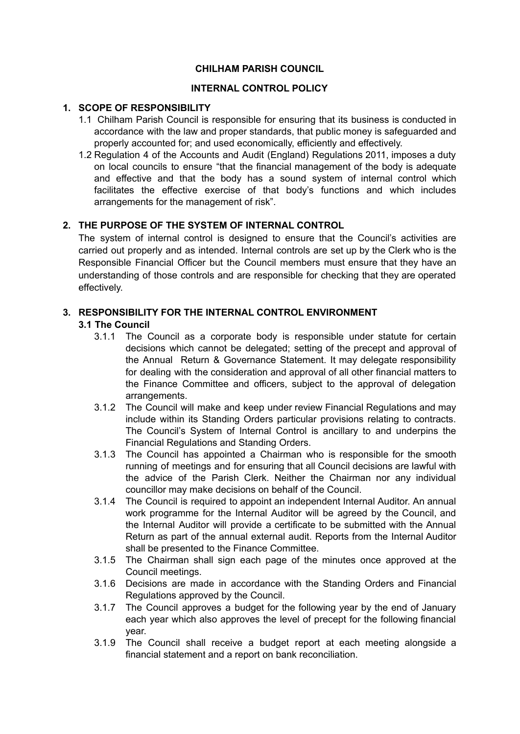**CHILHAM PARISH COUNCIL**

**INTERNAL CONTROL POLICY**

## 1. SCOPE OF RESPONSIBILITY

1.1 Chilham Parish Council is responsible for ensuring that its business is conducted in accordance with the law and proper standards, that public money is safeguarded and properly accounted for; and used economically, efficiently and effectively.

1.2 Regulation 4 of the Accounts and Audit (England) Regulations 2011, imposes a duty on local councils to ensure "that the financial management of the body is adequate and effective and that the body has a sound system of internal control which facilitates the effective exercise of that body's functions and which includes arrangements for the management of risk".

## 2. THE PURPOSE OF THE SYSTEM OF INTERNAL CONTROL

The system of internal control is designed to ensure that the Council's activities are carried out properly and as intended. Internal controls are set up by the Clerk who is the Responsible Financial Officer but the Council members must ensure that they have an understanding of those controls and are responsible for checking that they are operated effectively.

## 3. RESPONSIBILITY FOR THE INTERNAL CONTROL ENVIRONMENT

### 3.1 The Council

3.1.1 The Council as a corporate body is responsible under statute for certain decisions which cannot be delegated; setting of the precept and approval of the Annual Return & Governance Statement. It may delegate responsibility for dealing with the consideration and approval of all other financial matters to the Finance Committee and officers, subject to the approval of delegation arrangements.

3.1.2 The Council will make and keep under review Financial Regulations and may include within its Standing Orders particular provisions relating to contracts. The Council's System of Internal Control is ancillary to and underpins the Financial Regulations and Standing Orders.

3.1.3 The Council has appointed a Chairman who is responsible for the smooth running of meetings and for ensuring that all Council decisions are lawful with the advice of the Parish Clerk. Neither the Chairman nor any individual councillor may make decisions on behalf of the Council.

3.1.4 The Council is required to appoint an independent Internal Auditor. An annual work programme for the Internal Auditor will be agreed by the Council, and the Internal Auditor will provide a certificate to be submitted with the Annual Return as part of the annual external audit. Reports from the Internal Auditor shall be presented to the Finance Committee.

3.1.5 The Chairman shall sign each page of the minutes once approved at the Council meetings.

3.1.6 Decisions are made in accordance with the Standing Orders and Financial Regulations approved by the Council.

3.1.7 The Council approves a budget for the following year by the end of January each year which also approves the level of precept for the following financial year.

3.1.9 The Council shall receive a budget report at each meeting alongside a financial statement and a report on bank reconciliation.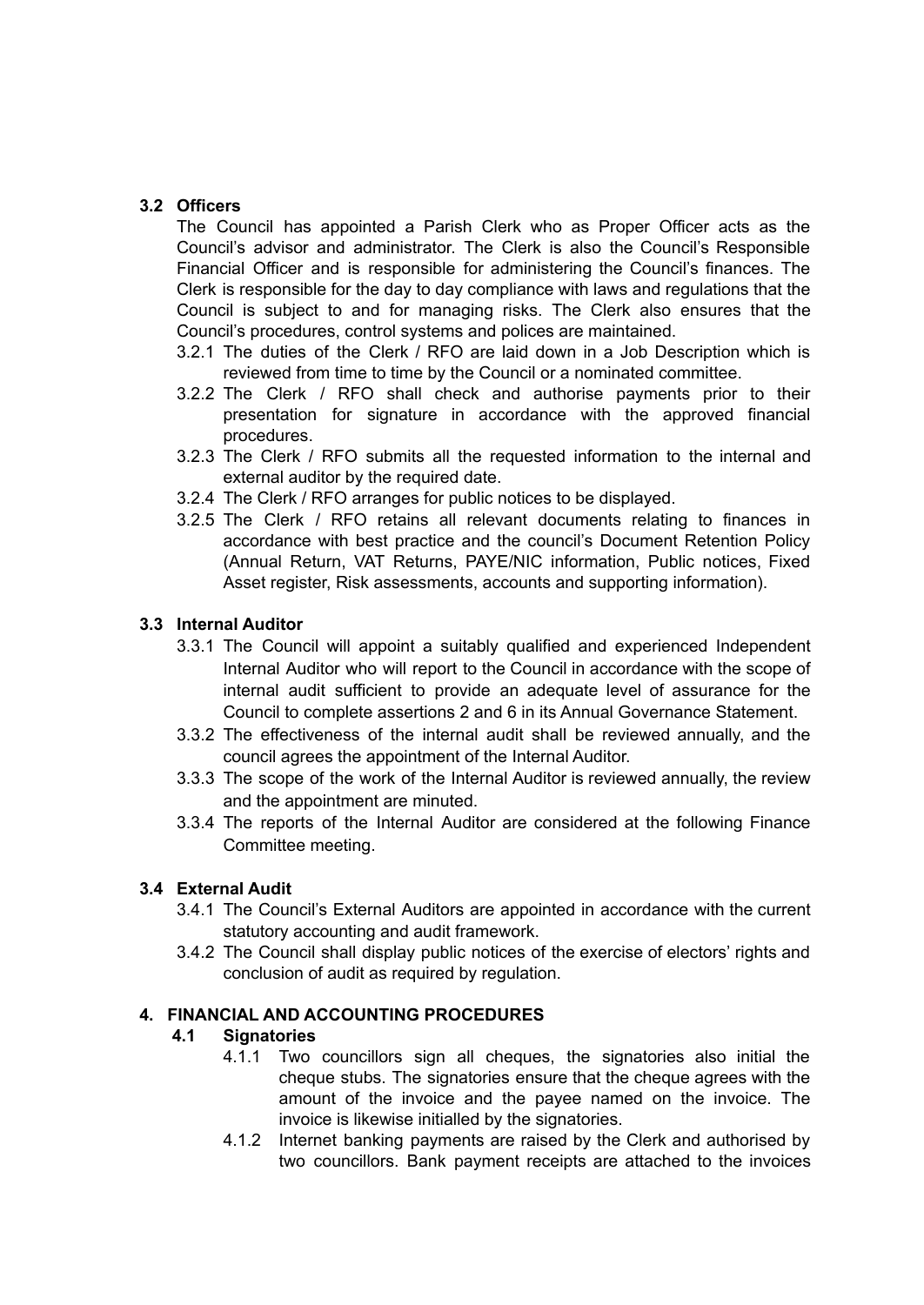### 3.2 Officers

The Council has appointed a Parish Clerk who as Proper Officer acts as the Council's advisor and administrator. The Clerk is also the Council's Responsible Financial Officer and is responsible for administering the Council's finances. The Clerk is responsible for the day to day compliance with laws and regulations that the Council is subject to and for managing risks. The Clerk also ensures that the Council's procedures, control systems and polices are maintained.

- 3.2.1 The duties of the Clerk / RFO are laid down in a Job Description which is reviewed from time to time by the Council or a nominated committee.
- 3.2.2 The Clerk / RFO shall check and authorise payments prior to their presentation for signature in accordance with the approved financial procedures.
- 3.2.3 The Clerk / RFO submits all the requested information to the internal and external auditor by the required date.
- 3.2.4 The Clerk / RFO arranges for public notices to be displayed.
- 3.2.5 The Clerk / RFO retains all relevant documents relating to finances in accordance with best practice and the council's Document Retention Policy (Annual Return, VAT Returns, PAYE/NIC information, Public notices, Fixed Asset register, Risk assessments, accounts and supporting information).

### 3.3 Internal Auditor

- 3.3.1 The Council will appoint a suitably qualified and experienced Independent Internal Auditor who will report to the Council in accordance with the scope of internal audit sufficient to provide an adequate level of assurance for the Council to complete assertions 2 and 6 in its Annual Governance Statement.
- 3.3.2 The effectiveness of the internal audit shall be reviewed annually, and the council agrees the appointment of the Internal Auditor.
- 3.3.3 The scope of the work of the Internal Auditor is reviewed annually, the review and the appointment are minuted.
- 3.3.4 The reports of the Internal Auditor are considered at the following Finance Committee meeting.

### 3.4 External Audit

- 3.4.1 The Council's External Auditors are appointed in accordance with the current statutory accounting and audit framework.
- 3.4.2 The Council shall display public notices of the exercise of electors' rights and conclusion of audit as required by regulation.

## 4. FINANCIAL AND ACCOUNTING PROCEDURES

### 4.1 Signatories

- 4.1.1 Two councillors sign all cheques, the signatories also initial the cheque stubs. The signatories ensure that the cheque agrees with the amount of the invoice and the payee named on the invoice. The invoice is likewise initialled by the signatories.
- 4.1.2 Internet banking payments are raised by the Clerk and authorised by two councillors. Bank payment receipts are attached to the invoices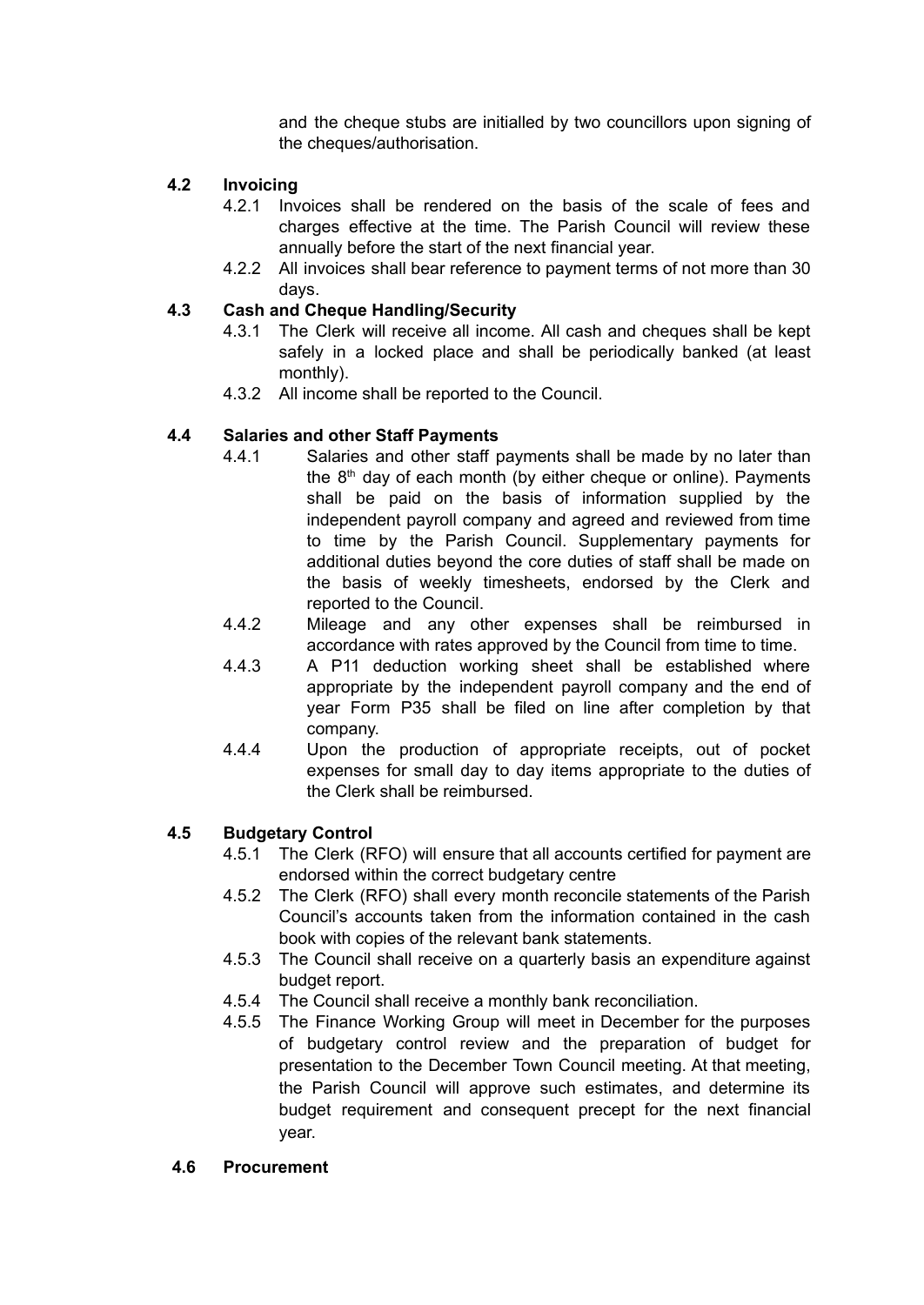and the cheque stubs are initialled by two councillors upon signing of the cheques/authorisation.

### 4.2 Invoicing

4.2.1 Invoices shall be rendered on the basis of the scale of fees and charges effective at the time. The Parish Council will review these annually before the start of the next financial year.

4.2.2 All invoices shall bear reference to payment terms of not more than 30 days.

### 4.3 Cash and Cheque Handling/Security

4.3.1 The Clerk will receive all income. All cash and cheques shall be kept safely in a locked place and shall be periodically banked (at least monthly).

4.3.2 All income shall be reported to the Council.

### 4.4 Salaries and other Staff Payments

4.4.1 Salaries and other staff payments shall be made by no later than the 8th day of each month (by either cheque or online). Payments shall be paid on the basis of information supplied by the independent payroll company and agreed and reviewed from time to time by the Parish Council. Supplementary payments for additional duties beyond the core duties of staff shall be made on the basis of weekly timesheets, endorsed by the Clerk and reported to the Council.

4.4.2 Mileage and any other expenses shall be reimbursed in accordance with rates approved by the Council from time to time.

4.4.3 A P11 deduction working sheet shall be established where appropriate by the independent payroll company and the end of year Form P35 shall be filed on line after completion by that company.

4.4.4 Upon the production of appropriate receipts, out of pocket expenses for small day to day items appropriate to the duties of the Clerk shall be reimbursed.

### 4.5 Budgetary Control

4.5.1 The Clerk (RFO) will ensure that all accounts certified for payment are endorsed within the correct budgetary centre

4.5.2 The Clerk (RFO) shall every month reconcile statements of the Parish Council's accounts taken from the information contained in the cash book with copies of the relevant bank statements.

4.5.3 The Council shall receive on a quarterly basis an expenditure against budget report.

4.5.4 The Council shall receive a monthly bank reconciliation.

4.5.5 The Finance Working Group will meet in December for the purposes of budgetary control review and the preparation of budget for presentation to the December Town Council meeting. At that meeting, the Parish Council will approve such estimates, and determine its budget requirement and consequent precept for the next financial year.

### 4.6 Procurement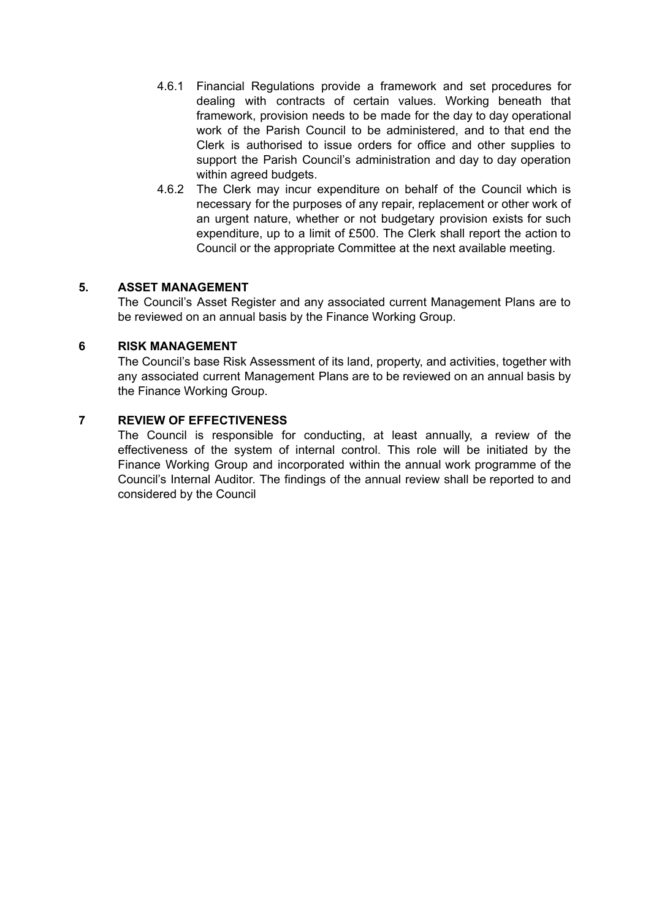4.6.1 Financial Regulations provide a framework and set procedures for dealing with contracts of certain values. Working beneath that framework, provision needs to be made for the day to day operational work of the Parish Council to be administered, and to that end the Clerk is authorised to issue orders for office and other supplies to support the Parish Council's administration and day to day operation within agreed budgets.

4.6.2 The Clerk may incur expenditure on behalf of the Council which is necessary for the purposes of any repair, replacement or other work of an urgent nature, whether or not budgetary provision exists for such expenditure, up to a limit of £500. The Clerk shall report the action to Council or the appropriate Committee at the next available meeting.

## 5. ASSET MANAGEMENT

The Council's Asset Register and any associated current Management Plans are to be reviewed on an annual basis by the Finance Working Group.

## 6 RISK MANAGEMENT

The Council's base Risk Assessment of its land, property, and activities, together with any associated current Management Plans are to be reviewed on an annual basis by the Finance Working Group.

## 7 REVIEW OF EFFECTIVENESS

The Council is responsible for conducting, at least annually, a review of the effectiveness of the system of internal control. This role will be initiated by the Finance Working Group and incorporated within the annual work programme of the Council's Internal Auditor. The findings of the annual review shall be reported to and considered by the Council